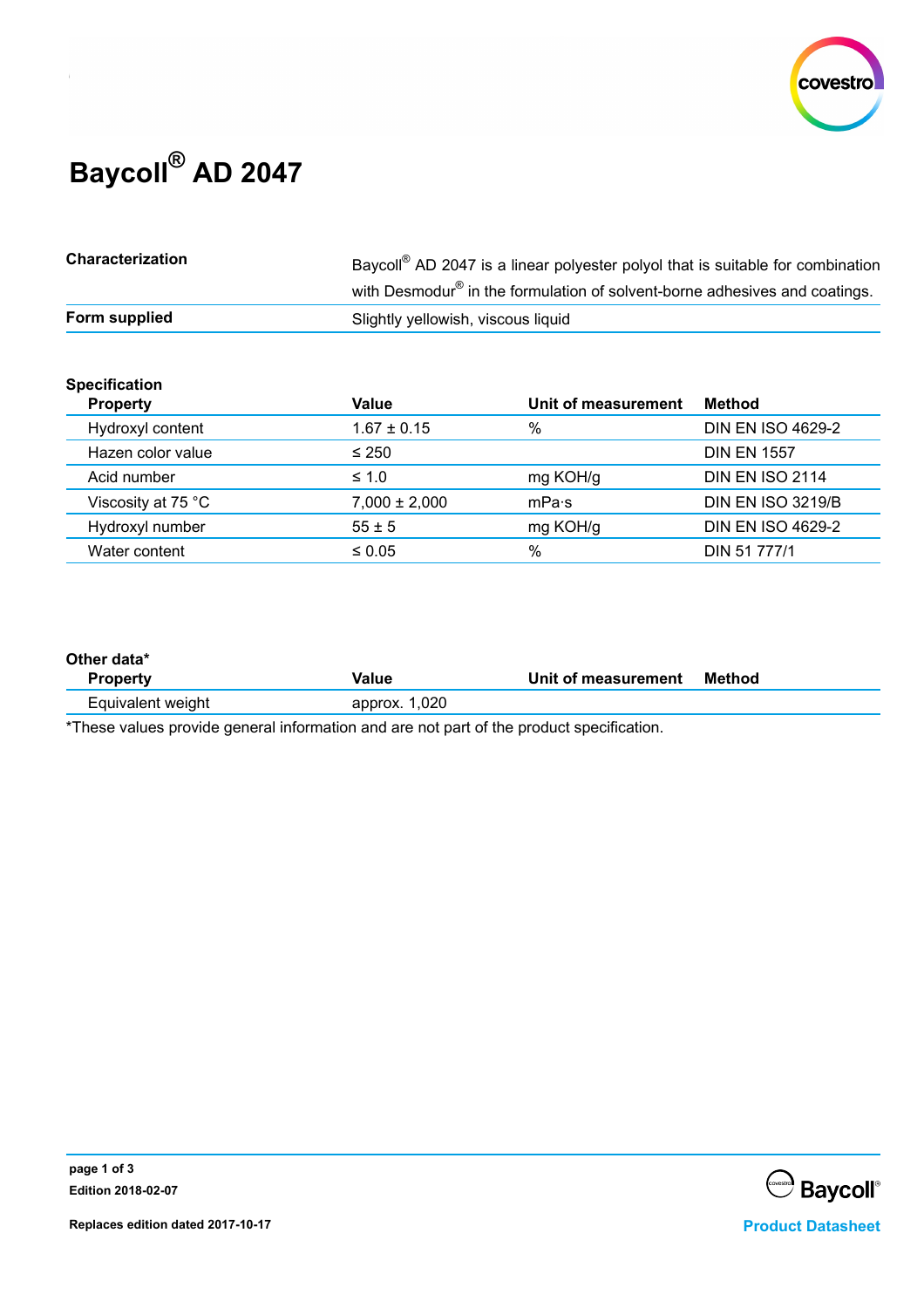# Baycoll® AD 2047

| | |
|---|---|
| **Characterization** | Baycoll® AD 2047 is a linear polyester polyol that is suitable for combination with Desmodur® in the formulation of solvent-borne adhesives and coatings. |
| **Form supplied** | Slightly yellowish, viscous liquid |

**Specification**

| Property | Value | Unit of measurement | Method |
|---|---|---|---|
| Hydroxyl content | 1.67 ± 0.15 | % | DIN EN ISO 4629-2 |
| Hazen color value | ≤ 250 | | DIN EN 1557 |
| Acid number | ≤ 1.0 | mg KOH/g | DIN EN ISO 2114 |
| Viscosity at 75 °C | 7,000 ± 2,000 | mPa·s | DIN EN ISO 3219/B |
| Hydroxyl number | 55 ± 5 | mg KOH/g | DIN EN ISO 4629-2 |
| Water content | ≤ 0.05 | % | DIN 51 777/1 |

**Other data***

| Property | Value | Unit of measurement | Method |
|---|---|---|---|
| Equivalent weight | approx. 1,020 | | |

*These values provide general information and are not part of the product specification.

Edition 2018-02-07

Replaces edition dated 2017-10-17

Product Datasheet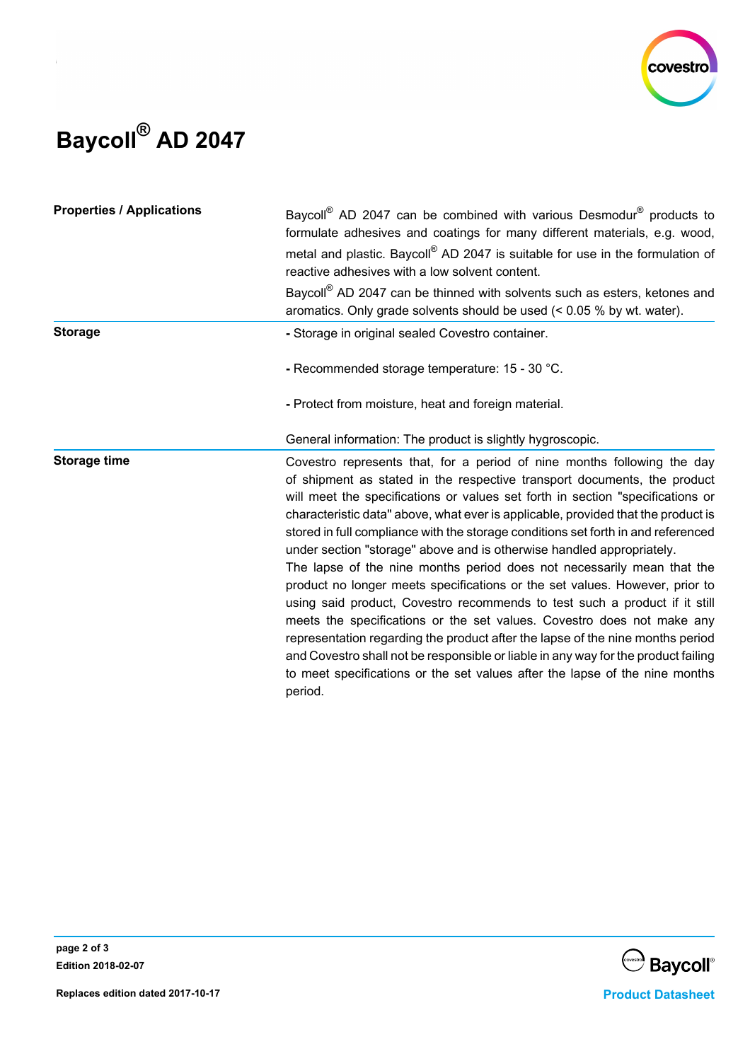# Baycoll® AD 2047

| | |
|---|---|
| **Properties / Applications** | Baycoll® AD 2047 can be combined with various Desmodur® products to formulate adhesives and coatings for many different materials, e.g. wood, metal and plastic. Baycoll® AD 2047 is suitable for use in the formulation of reactive adhesives with a low solvent content.<br>Baycoll® AD 2047 can be thinned with solvents such as esters, ketones and aromatics. Only grade solvents should be used (< 0.05 % by wt. water). |
| **Storage** | - Storage in original sealed Covestro container.<br><br>- Recommended storage temperature: 15 - 30 °C.<br><br>- Protect from moisture, heat and foreign material.<br><br>General information: The product is slightly hygroscopic. |
| **Storage time** | Covestro represents that, for a period of nine months following the day of shipment as stated in the respective transport documents, the product will meet the specifications or values set forth in section "specifications or characteristic data" above, what ever is applicable, provided that the product is stored in full compliance with the storage conditions set forth in and referenced under section "storage" above and is otherwise handled appropriately.<br>The lapse of the nine months period does not necessarily mean that the product no longer meets specifications or the set values. However, prior to using said product, Covestro recommends to test such a product if it still meets the specifications or the set values. Covestro does not make any representation regarding the product after the lapse of the nine months period and Covestro shall not be responsible or liable in any way for the product failing to meet specifications or the set values after the lapse of the nine months period. |

Edition 2018-02-07

Replaces edition dated 2017-10-17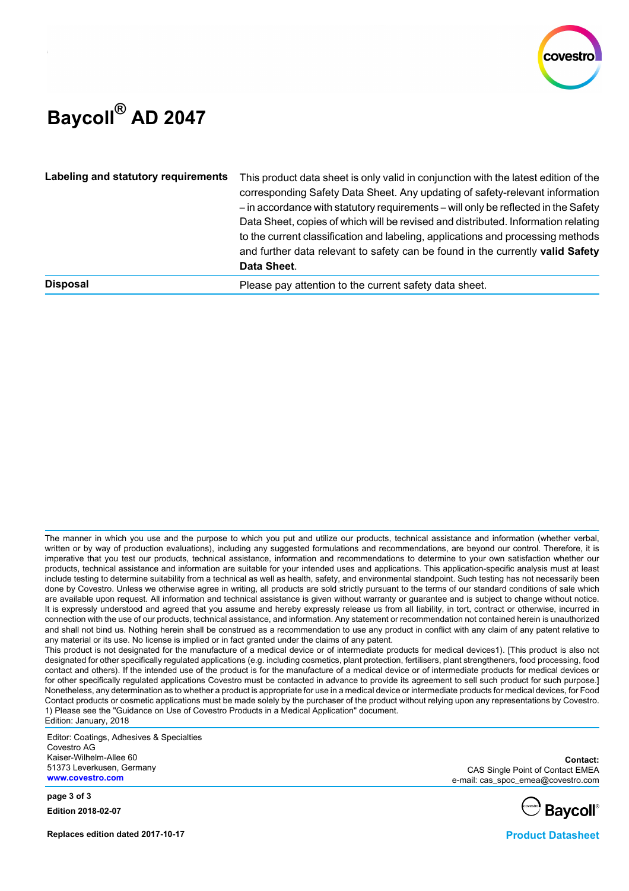# Baycoll® AD 2047

| | |
|---|---|
| **Labeling and statutory requirements** | This product data sheet is only valid in conjunction with the latest edition of the corresponding Safety Data Sheet. Any updating of safety-relevant information – in accordance with statutory requirements – will only be reflected in the Safety Data Sheet, copies of which will be revised and distributed. Information relating to the current classification and labeling, applications and processing methods and further data relevant to safety can be found in the currently **valid Safety Data Sheet**. |
| **Disposal** | Please pay attention to the current safety data sheet. |

The manner in which you use and the purpose to which you put and utilize our products, technical assistance and information (whether verbal, written or by way of production evaluations), including any suggested formulations and recommendations, are beyond our control. Therefore, it is imperative that you test our products, technical assistance, information and recommendations to determine to your own satisfaction whether our products, technical assistance and information are suitable for your intended uses and applications. This application-specific analysis must at least include testing to determine suitability from a technical as well as health, safety, and environmental standpoint. Such testing has not necessarily been done by Covestro. Unless we otherwise agree in writing, all products are sold strictly pursuant to the terms of our standard conditions of sale which are available upon request. All information and technical assistance is given without warranty or guarantee and is subject to change without notice. It is expressly understood and agreed that you assume and hereby expressly release us from all liability, in tort, contract or otherwise, incurred in connection with the use of our products, technical assistance, and information. Any statement or recommendation not contained herein is unauthorized and shall not bind us. Nothing herein shall be construed as a recommendation to use any product in conflict with any claim of any patent relative to any material or its use. No license is implied or in fact granted under the claims of any patent.
This product is not designated for the manufacture of a medical device or of intermediate products for medical devices1). [This product is also not designated for other specifically regulated applications (e.g. including cosmetics, plant protection, fertilisers, plant strengtheners, food processing, food contact and others). If the intended use of the product is for the manufacture of a medical device or of intermediate products for medical devices or for other specifically regulated applications Covestro must be contacted in advance to provide its agreement to sell such product for such purpose.] Nonetheless, any determination as to whether a product is appropriate for use in a medical device or intermediate products for medical devices, for Food Contact products or cosmetic applications must be made solely by the purchaser of the product without relying upon any representations by Covestro.
1) Please see the "Guidance on Use of Covestro Products in a Medical Application" document.
Edition: January, 2018

Editor: Coatings, Adhesives & Specialties
Covestro AG
Kaiser-Wilhelm-Allee 60
51373 Leverkusen, Germany
**www.covestro.com**

**Contact:**
CAS Single Point of Contact EMEA
e-mail: cas_spoc_emea@covestro.com

**Edition 2018-02-07**

**Replaces edition dated 2017-10-17**

**Product Datasheet**